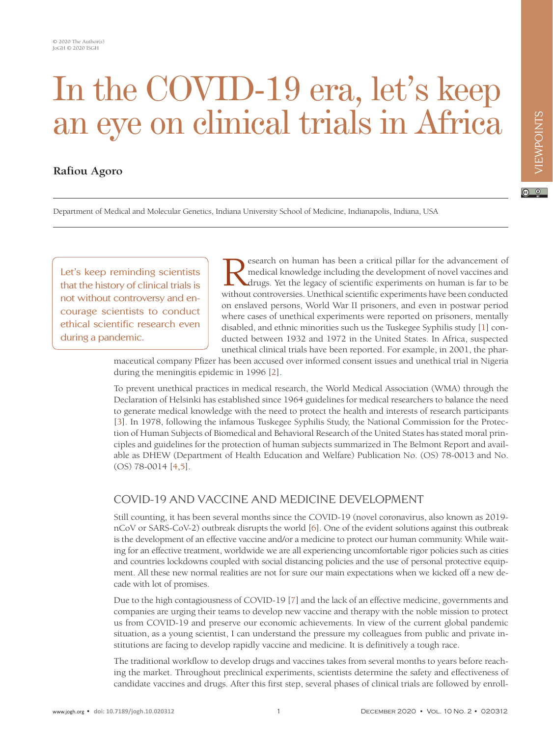# In the COVID-19 era, let's keep an eye on clinical trials in Africa

**Rafiou Agoro**

Department of Medical and Molecular Genetics, Indiana University School of Medicine, Indianapolis, Indiana, USA

> Let's keep reminding scientists that the history of clinical trials is not without controversy and encourage scientists to conduct ethical scientific research even during a pandemic.

Research on human has been a critical pillar for the advancement of medical knowledge including the development of novel vaccines and drugs. Yet the legacy of scientific experiments on human is far to be without controversies. Unethical scientific experiments have been conducted on enslaved persons, World War II prisoners, and even in postwar period where cases of unethical experiments were reported on prisoners, mentally disabled, and ethnic minorities such us the Tuskegee Syphilis study [1] conducted between 1932 and 1972 in the United States. In Africa, suspected unethical clinical trials have been reported. For example, in 2001, the pharmaceutical company Pfizer has been accused over informed consent issues and unethical trial in Nigeria during the meningitis epidemic in 1996 [2].

To prevent unethical practices in medical research, the World Medical Association (WMA) through the Declaration of Helsinki has established since 1964 guidelines for medical researchers to balance the need to generate medical knowledge with the need to protect the health and interests of research participants [3]. In 1978, following the infamous Tuskegee Syphilis Study, the National Commission for the Protection of Human Subjects of Biomedical and Behavioral Research of the United States has stated moral principles and guidelines for the protection of human subjects summarized in The Belmont Report and available as DHEW (Department of Health Education and Welfare) Publication No. (OS) 78-0013 and No. (OS) 78-0014 [4,5].

## COVID-19 AND VACCINE AND MEDICINE DEVELOPMENT

Still counting, it has been several months since the COVID-19 (novel coronavirus, also known as 2019-nCoV or SARS-CoV-2) outbreak disrupts the world [6]. One of the evident solutions against this outbreak is the development of an effective vaccine and/or a medicine to protect our human community. While waiting for an effective treatment, worldwide we are all experiencing uncomfortable rigor policies such as cities and countries lockdowns coupled with social distancing policies and the use of personal protective equipment. All these new normal realities are not for sure our main expectations when we kicked off a new decade with lot of promises.

Due to the high contagiousness of COVID-19 [7] and the lack of an effective medicine, governments and companies are urging their teams to develop new vaccine and therapy with the noble mission to protect us from COVID-19 and preserve our economic achievements. In view of the current global pandemic situation, as a young scientist, I can understand the pressure my colleagues from public and private institutions are facing to develop rapidly vaccine and medicine. It is definitively a tough race.

The traditional workflow to develop drugs and vaccines takes from several months to years before reaching the market. Throughout preclinical experiments, scientists determine the safety and effectiveness of candidate vaccines and drugs. After this first step, several phases of clinical trials are followed by enroll-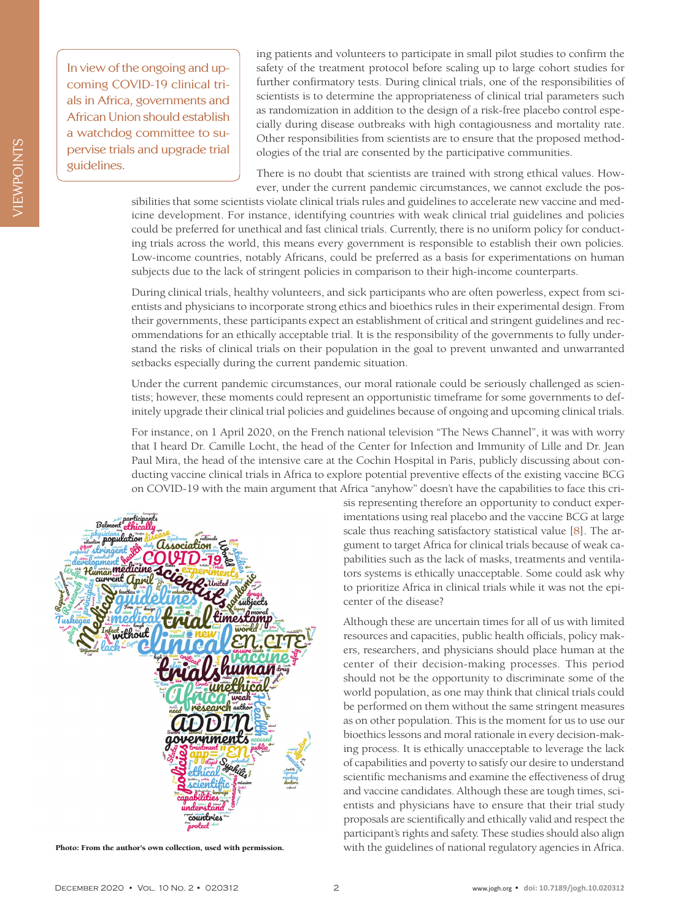> In view of the ongoing and upcoming COVID-19 clinical trials in Africa, governments and African Union should establish a watchdog committee to supervise trials and upgrade trial guidelines.

ing patients and volunteers to participate in small pilot studies to confirm the safety of the treatment protocol before scaling up to large cohort studies for further confirmatory tests. During clinical trials, one of the responsibilities of scientists is to determine the appropriateness of clinical trial parameters such as randomization in addition to the design of a risk-free placebo control especially during disease outbreaks with high contagiousness and mortality rate. Other responsibilities from scientists are to ensure that the proposed methodologies of the trial are consented by the participative communities.

There is no doubt that scientists are trained with strong ethical values. However, under the current pandemic circumstances, we cannot exclude the possibilities that some scientists violate clinical trials rules and guidelines to accelerate new vaccine and medicine development. For instance, identifying countries with weak clinical trial guidelines and policies could be preferred for unethical and fast clinical trials. Currently, there is no uniform policy for conducting trials across the world, this means every government is responsible to establish their own policies. Low-income countries, notably Africans, could be preferred as a basis for experimentations on human subjects due to the lack of stringent policies in comparison to their high-income counterparts.

During clinical trials, healthy volunteers, and sick participants who are often powerless, expect from scientists and physicians to incorporate strong ethics and bioethics rules in their experimental design. From their governments, these participants expect an establishment of critical and stringent guidelines and recommendations for an ethically acceptable trial. It is the responsibility of the governments to fully understand the risks of clinical trials on their population in the goal to prevent unwanted and unwarranted setbacks especially during the current pandemic situation.

Under the current pandemic circumstances, our moral rationale could be seriously challenged as scientists; however, these moments could represent an opportunistic timeframe for some governments to definitely upgrade their clinical trial policies and guidelines because of ongoing and upcoming clinical trials.

For instance, on 1 April 2020, on the French national television "The News Channel", it was with worry that I heard Dr. Camille Locht, the head of the Center for Infection and Immunity of Lille and Dr. Jean Paul Mira, the head of the intensive care at the Cochin Hospital in Paris, publicly discussing about conducting vaccine clinical trials in Africa to explore potential preventive effects of the existing vaccine BCG on COVID-19 with the main argument that Africa "anyhow" doesn't have the capabilities to face this crisis representing therefore an opportunity to conduct experimentations using real placebo and the vaccine BCG at large scale thus reaching satisfactory statistical value [8]. The argument to target Africa for clinical trials because of weak capabilities such as the lack of masks, treatments and ventilators systems is ethically unacceptable. Some could ask why to prioritize Africa in clinical trials while it was not the epicenter of the disease?

Photo: From the author's own collection, used with permission.

Although these are uncertain times for all of us with limited resources and capacities, public health officials, policy makers, researchers, and physicians should place human at the center of their decision-making processes. This period should not be the opportunity to discriminate some of the world population, as one may think that clinical trials could be performed on them without the same stringent measures as on other population. This is the moment for us to use our bioethics lessons and moral rationale in every decision-making process. It is ethically unacceptable to leverage the lack of capabilities and poverty to satisfy our desire to understand scientific mechanisms and examine the effectiveness of drug and vaccine candidates. Although these are tough times, scientists and physicians have to ensure that their trial study proposals are scientifically and ethically valid and respect the participant's rights and safety. These studies should also align with the guidelines of national regulatory agencies in Africa.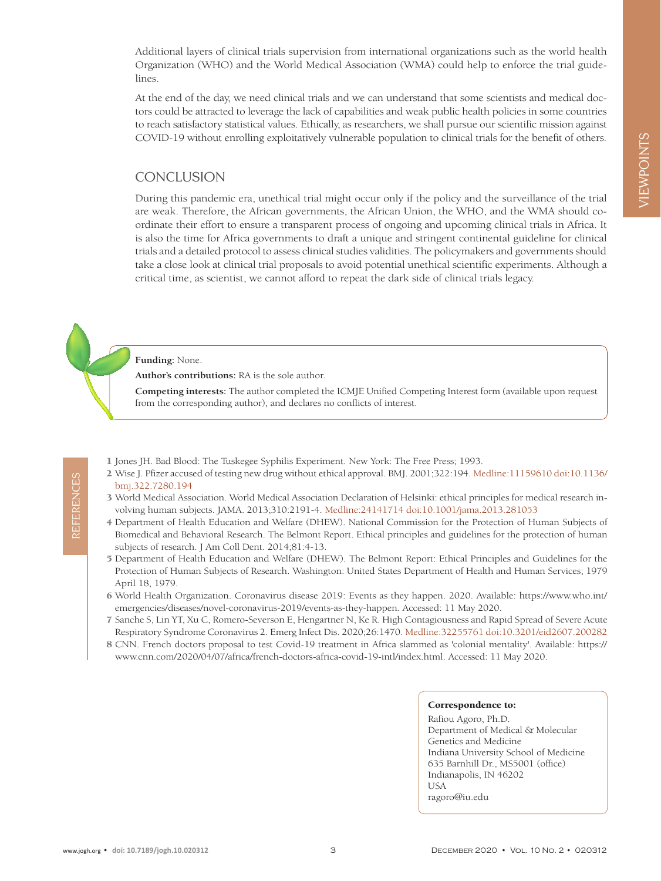Additional layers of clinical trials supervision from international organizations such as the world health Organization (WHO) and the World Medical Association (WMA) could help to enforce the trial guidelines.

At the end of the day, we need clinical trials and we can understand that some scientists and medical doctors could be attracted to leverage the lack of capabilities and weak public health policies in some countries to reach satisfactory statistical values. Ethically, as researchers, we shall pursue our scientific mission against COVID-19 without enrolling exploitatively vulnerable population to clinical trials for the benefit of others.

## CONCLUSION

During this pandemic era, unethical trial might occur only if the policy and the surveillance of the trial are weak. Therefore, the African governments, the African Union, the WHO, and the WMA should coordinate their effort to ensure a transparent process of ongoing and upcoming clinical trials in Africa. It is also the time for Africa governments to draft a unique and stringent continental guideline for clinical trials and a detailed protocol to assess clinical studies validities. The policymakers and governments should take a close look at clinical trial proposals to avoid potential unethical scientific experiments. Although a critical time, as scientist, we cannot afford to repeat the dark side of clinical trials legacy.

**Funding:** None.

**Author's contributions:** RA is the sole author.

**Competing interests:** The author completed the ICMJE Unified Competing Interest form (available upon request from the corresponding author), and declares no conflicts of interest.

## REFERENCES

1. Jones JH. Bad Blood: The Tuskegee Syphilis Experiment. New York: The Free Press; 1993.
2. Wise J. Pfizer accused of testing new drug without ethical approval. BMJ. 2001;322:194. Medline:11159610 doi:10.1136/bmj.322.7280.194
3. World Medical Association. World Medical Association Declaration of Helsinki: ethical principles for medical research involving human subjects. JAMA. 2013;310:2191-4. Medline:24141714 doi:10.1001/jama.2013.281053
4. Department of Health Education and Welfare (DHEW). National Commission for the Protection of Human Subjects of Biomedical and Behavioral Research. The Belmont Report. Ethical principles and guidelines for the protection of human subjects of research. J Am Coll Dent. 2014;81:4-13.
5. Department of Health Education and Welfare (DHEW). The Belmont Report: Ethical Principles and Guidelines for the Protection of Human Subjects of Research. Washington: United States Department of Health and Human Services; 1979 April 18, 1979.
6. World Health Organization. Coronavirus disease 2019: Events as they happen. 2020. Available: https://www.who.int/emergencies/diseases/novel-coronavirus-2019/events-as-they-happen. Accessed: 11 May 2020.
7. Sanche S, Lin YT, Xu C, Romero-Severson E, Hengartner N, Ke R. High Contagiousness and Rapid Spread of Severe Acute Respiratory Syndrome Coronavirus 2. Emerg Infect Dis. 2020;26:1470. Medline:32255761 doi:10.3201/eid2607.200282
8. CNN. French doctors proposal to test Covid-19 treatment in Africa slammed as 'colonial mentality'. Available: https://www.cnn.com/2020/04/07/africa/french-doctors-africa-covid-19-intl/index.html. Accessed: 11 May 2020.

**Correspondence to:**

Rafiou Agoro, Ph.D.
Department of Medical & Molecular Genetics and Medicine
Indiana University School of Medicine
635 Barnhill Dr., MS5001 (office)
Indianapolis, IN 46202
USA
ragoro@iu.edu